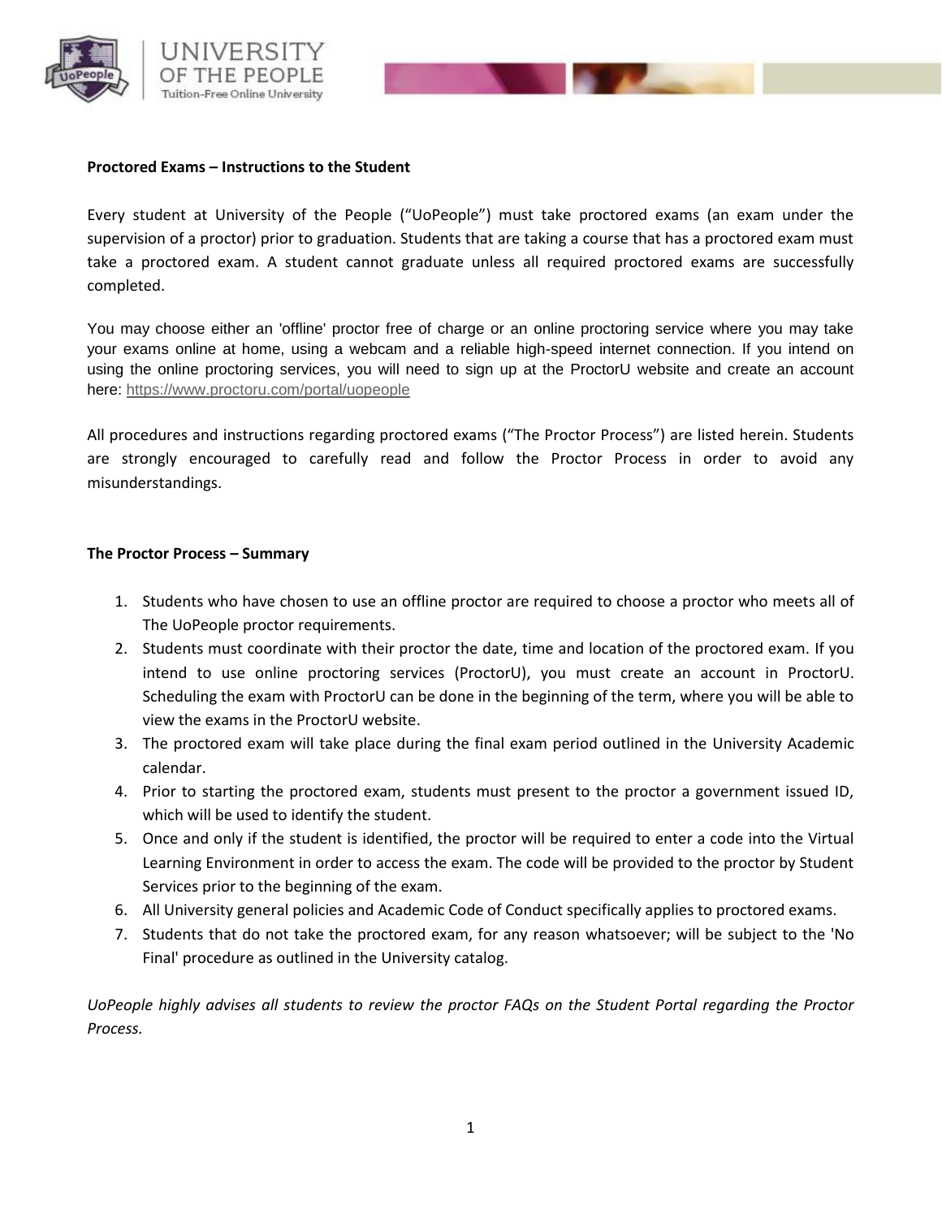**Proctored Exams – Instructions to the Student**

Every student at University of the People ("UoPeople") must take proctored exams (an exam under the supervision of a proctor) prior to graduation. Students that are taking a course that has a proctored exam must take a proctored exam. A student cannot graduate unless all required proctored exams are successfully completed.

You may choose either an 'offline' proctor free of charge or an online proctoring service where you may take your exams online at home, using a webcam and a reliable high-speed internet connection. If you intend on using the online proctoring services, you will need to sign up at the ProctorU website and create an account here: https://www.proctoru.com/portal/uopeople

All procedures and instructions regarding proctored exams ("The Proctor Process") are listed herein. Students are strongly encouraged to carefully read and follow the Proctor Process in order to avoid any misunderstandings.

**The Proctor Process – Summary**

1. Students who have chosen to use an offline proctor are required to choose a proctor who meets all of The UoPeople proctor requirements.
2. Students must coordinate with their proctor the date, time and location of the proctored exam. If you intend to use online proctoring services (ProctorU), you must create an account in ProctorU. Scheduling the exam with ProctorU can be done in the beginning of the term, where you will be able to view the exams in the ProctorU website.
3. The proctored exam will take place during the final exam period outlined in the University Academic calendar.
4. Prior to starting the proctored exam, students must present to the proctor a government issued ID, which will be used to identify the student.
5. Once and only if the student is identified, the proctor will be required to enter a code into the Virtual Learning Environment in order to access the exam. The code will be provided to the proctor by Student Services prior to the beginning of the exam.
6. All University general policies and Academic Code of Conduct specifically applies to proctored exams.
7. Students that do not take the proctored exam, for any reason whatsoever; will be subject to the 'No Final' procedure as outlined in the University catalog.

*UoPeople highly advises all students to review the proctor FAQs on the Student Portal regarding the Proctor Process.*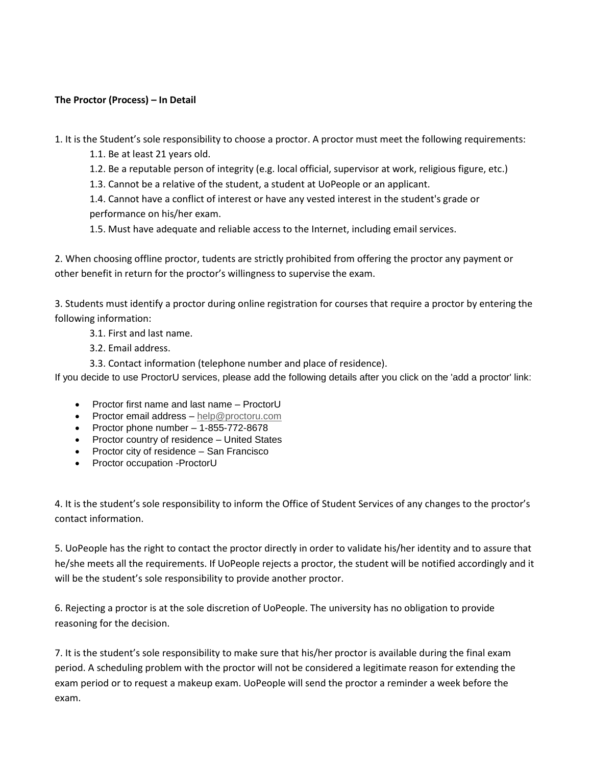**The Proctor (Process) – In Detail**

1. It is the Student's sole responsibility to choose a proctor. A proctor must meet the following requirements:
   - 1.1. Be at least 21 years old.
   - 1.2. Be a reputable person of integrity (e.g. local official, supervisor at work, religious figure, etc.)
   - 1.3. Cannot be a relative of the student, a student at UoPeople or an applicant.
   - 1.4. Cannot have a conflict of interest or have any vested interest in the student's grade or performance on his/her exam.
   - 1.5. Must have adequate and reliable access to the Internet, including email services.

2. When choosing offline proctor, tudents are strictly prohibited from offering the proctor any payment or other benefit in return for the proctor's willingness to supervise the exam.

3. Students must identify a proctor during online registration for courses that require a proctor by entering the following information:
   - 3.1. First and last name.
   - 3.2. Email address.
   - 3.3. Contact information (telephone number and place of residence).

If you decide to use ProctorU services, please add the following details after you click on the 'add a proctor' link:

- Proctor first name and last name – ProctorU
- Proctor email address – help@proctoru.com
- Proctor phone number – 1-855-772-8678
- Proctor country of residence – United States
- Proctor city of residence – San Francisco
- Proctor occupation -ProctorU

4. It is the student's sole responsibility to inform the Office of Student Services of any changes to the proctor's contact information.

5. UoPeople has the right to contact the proctor directly in order to validate his/her identity and to assure that he/she meets all the requirements. If UoPeople rejects a proctor, the student will be notified accordingly and it will be the student's sole responsibility to provide another proctor.

6. Rejecting a proctor is at the sole discretion of UoPeople. The university has no obligation to provide reasoning for the decision.

7. It is the student's sole responsibility to make sure that his/her proctor is available during the final exam period. A scheduling problem with the proctor will not be considered a legitimate reason for extending the exam period or to request a makeup exam. UoPeople will send the proctor a reminder a week before the exam.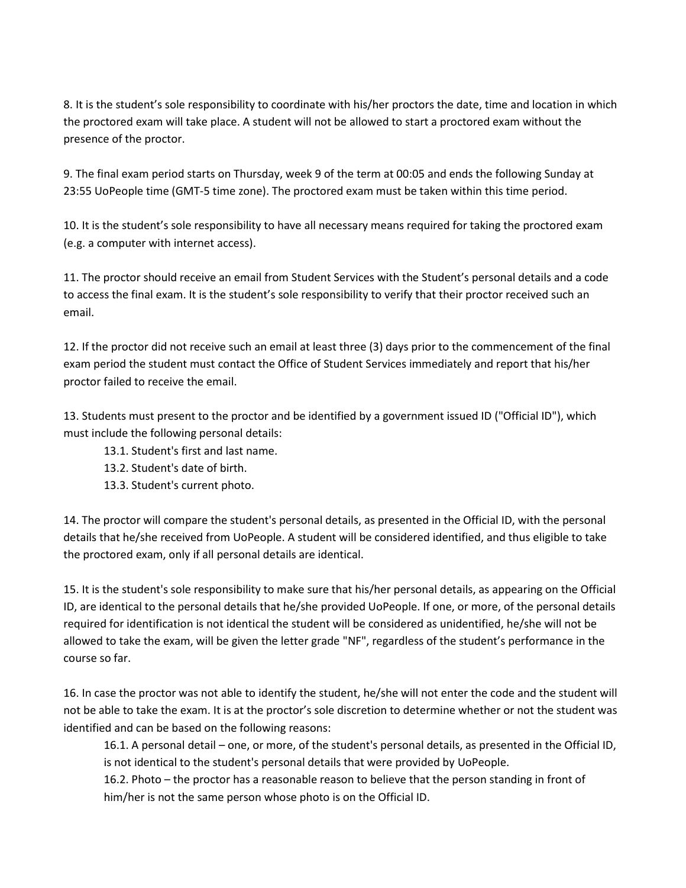8. It is the student's sole responsibility to coordinate with his/her proctors the date, time and location in which the proctored exam will take place. A student will not be allowed to start a proctored exam without the presence of the proctor.

9. The final exam period starts on Thursday, week 9 of the term at 00:05 and ends the following Sunday at 23:55 UoPeople time (GMT-5 time zone). The proctored exam must be taken within this time period.

10. It is the student's sole responsibility to have all necessary means required for taking the proctored exam (e.g. a computer with internet access).

11. The proctor should receive an email from Student Services with the Student's personal details and a code to access the final exam. It is the student's sole responsibility to verify that their proctor received such an email.

12. If the proctor did not receive such an email at least three (3) days prior to the commencement of the final exam period the student must contact the Office of Student Services immediately and report that his/her proctor failed to receive the email.

13. Students must present to the proctor and be identified by a government issued ID ("Official ID"), which must include the following personal details:

  13.1. Student's first and last name.

  13.2. Student's date of birth.

  13.3. Student's current photo.

14. The proctor will compare the student's personal details, as presented in the Official ID, with the personal details that he/she received from UoPeople. A student will be considered identified, and thus eligible to take the proctored exam, only if all personal details are identical.

15. It is the student's sole responsibility to make sure that his/her personal details, as appearing on the Official ID, are identical to the personal details that he/she provided UoPeople. If one, or more, of the personal details required for identification is not identical the student will be considered as unidentified, he/she will not be allowed to take the exam, will be given the letter grade "NF", regardless of the student's performance in the course so far.

16. In case the proctor was not able to identify the student, he/she will not enter the code and the student will not be able to take the exam. It is at the proctor's sole discretion to determine whether or not the student was identified and can be based on the following reasons:

  16.1. A personal detail – one, or more, of the student's personal details, as presented in the Official ID, is not identical to the student's personal details that were provided by UoPeople.

  16.2. Photo – the proctor has a reasonable reason to believe that the person standing in front of him/her is not the same person whose photo is on the Official ID.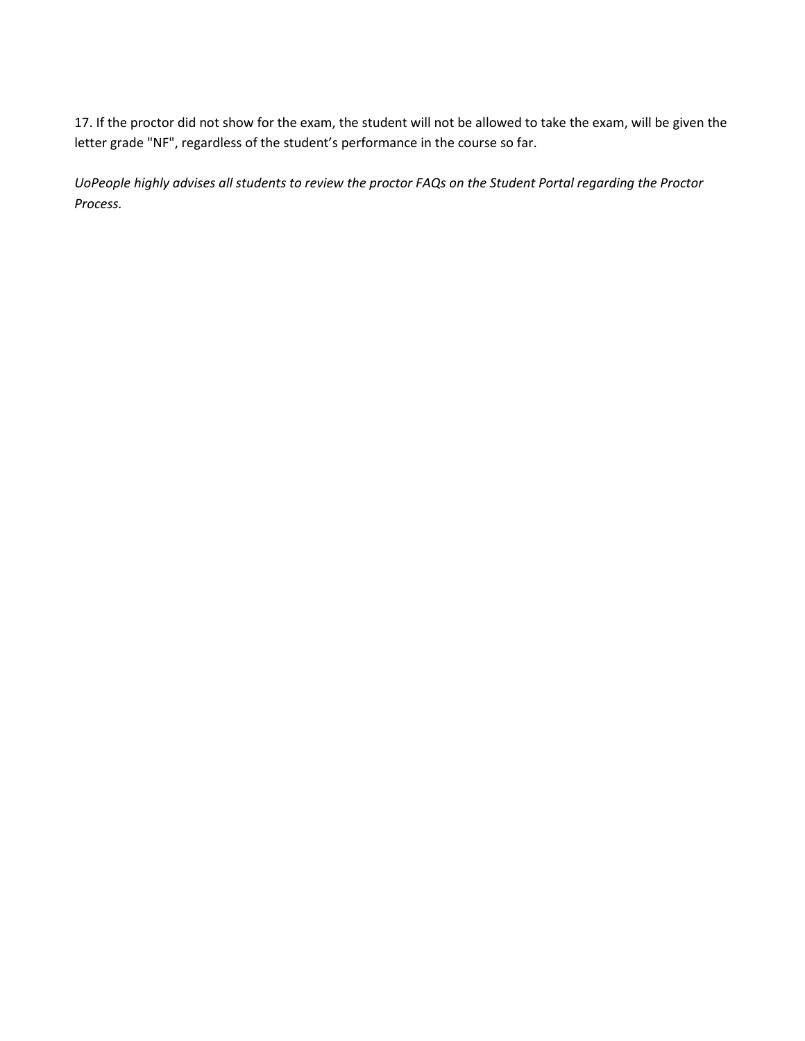17. If the proctor did not show for the exam, the student will not be allowed to take the exam, will be given the letter grade "NF", regardless of the student's performance in the course so far.

*UoPeople highly advises all students to review the proctor FAQs on the Student Portal regarding the Proctor Process.*